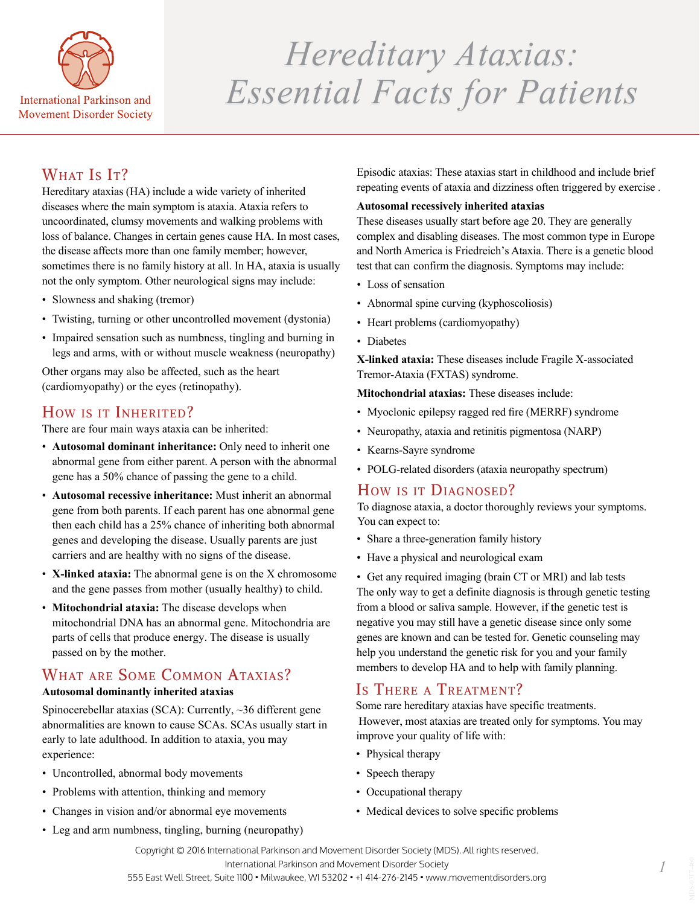International Parkinson and Movement Disorder Society

# Hereditary Ataxias: Essential Facts for Patients

## What Is It?

Hereditary ataxias (HA) include a wide variety of inherited diseases where the main symptom is ataxia. Ataxia refers to uncoordinated, clumsy movements and walking problems with loss of balance. Changes in certain genes cause HA. In most cases, the disease affects more than one family member; however, sometimes there is no family history at all. In HA, ataxia is usually not the only symptom. Other neurological signs may include:

- Slowness and shaking (tremor)
- Twisting, turning or other uncontrolled movement (dystonia)
- Impaired sensation such as numbness, tingling and burning in legs and arms, with or without muscle weakness (neuropathy)

Other organs may also be affected, such as the heart (cardiomyopathy) or the eyes (retinopathy).

## How is it Inherited?

There are four main ways ataxia can be inherited:

- **Autosomal dominant inheritance:** Only need to inherit one abnormal gene from either parent. A person with the abnormal gene has a 50% chance of passing the gene to a child.
- **Autosomal recessive inheritance:** Must inherit an abnormal gene from both parents. If each parent has one abnormal gene then each child has a 25% chance of inheriting both abnormal genes and developing the disease. Usually parents are just carriers and are healthy with no signs of the disease.
- **X-linked ataxia:** The abnormal gene is on the X chromosome and the gene passes from mother (usually healthy) to child.
- **Mitochondrial ataxia:** The disease develops when mitochondrial DNA has an abnormal gene. Mitochondria are parts of cells that produce energy. The disease is usually passed on by the mother.

## What are Some Common Ataxias?

**Autosomal dominantly inherited ataxias**

Spinocerebellar ataxias (SCA): Currently, ~36 different gene abnormalities are known to cause SCAs. SCAs usually start in early to late adulthood. In addition to ataxia, you may experience:

- Uncontrolled, abnormal body movements
- Problems with attention, thinking and memory
- Changes in vision and/or abnormal eye movements
- Leg and arm numbness, tingling, burning (neuropathy)

Episodic ataxias: These ataxias start in childhood and include brief repeating events of ataxia and dizziness often triggered by exercise .

**Autosomal recessively inherited ataxias**

These diseases usually start before age 20. They are generally complex and disabling diseases. The most common type in Europe and North America is Friedreich's Ataxia. There is a genetic blood test that can confirm the diagnosis. Symptoms may include:

- Loss of sensation
- Abnormal spine curving (kyphoscoliosis)
- Heart problems (cardiomyopathy)
- Diabetes

**X-linked ataxia:** These diseases include Fragile X-associated Tremor-Ataxia (FXTAS) syndrome.

**Mitochondrial ataxias:** These diseases include:

- Myoclonic epilepsy ragged red fire (MERRF) syndrome
- Neuropathy, ataxia and retinitis pigmentosa (NARP)
- Kearns-Sayre syndrome
- POLG-related disorders (ataxia neuropathy spectrum)

## How is it Diagnosed?

To diagnose ataxia, a doctor thoroughly reviews your symptoms. You can expect to:

- Share a three-generation family history
- Have a physical and neurological exam
- Get any required imaging (brain CT or MRI) and lab tests

The only way to get a definite diagnosis is through genetic testing from a blood or saliva sample. However, if the genetic test is negative you may still have a genetic disease since only some genes are known and can be tested for. Genetic counseling may help you understand the genetic risk for you and your family members to develop HA and to help with family planning.

## Is There a Treatment?

Some rare hereditary ataxias have specific treatments. However, most ataxias are treated only for symptoms. You may improve your quality of life with:

- Physical therapy
- Speech therapy
- Occupational therapy
- Medical devices to solve specific problems

Copyright © 2016 International Parkinson and Movement Disorder Society (MDS). All rights reserved.
International Parkinson and Movement Disorder Society
555 East Well Street, Suite 1100 • Milwaukee, WI 53202 • +1 414-276-2145 • www.movementdisorders.org